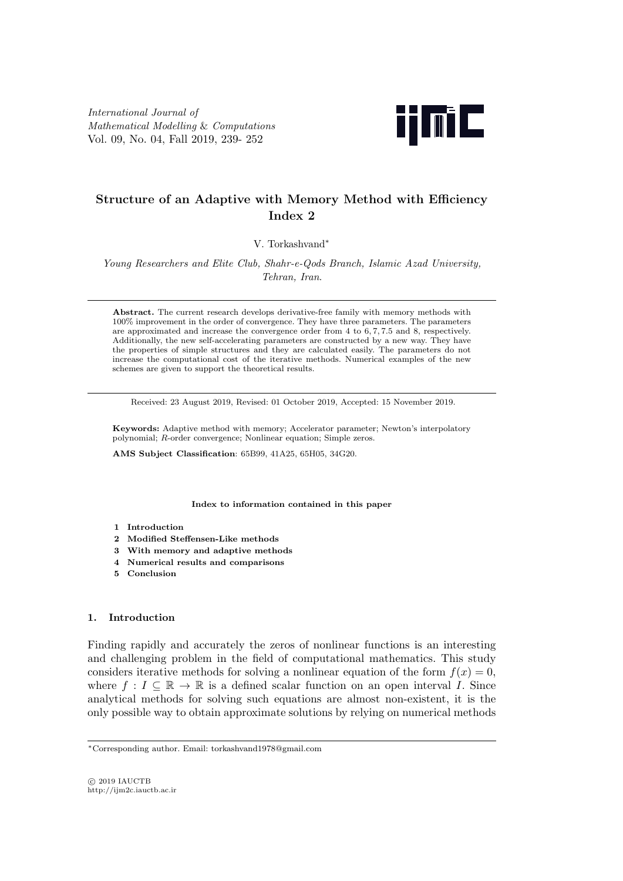*International Journal of Mathematical Modelling & Computations*
Vol. 09, No. 04, Fall 2019, 239- 252

# Structure of an Adaptive with Memory Method with Efficiency Index 2

V. Torkashvand*

*Young Researchers and Elite Club, Shahr-e-Qods Branch, Islamic Azad University, Tehran, Iran.*

---

**Abstract.** The current research develops derivative-free family with memory methods with 100% improvement in the order of convergence. They have three parameters. The parameters are approximated and increase the convergence order from 4 to 6, 7, 7.5 and 8, respectively. Additionally, the new self-accelerating parameters are constructed by a new way. They have the properties of simple structures and they are calculated easily. The parameters do not increase the computational cost of the iterative methods. Numerical examples of the new schemes are given to support the theoretical results.

---

Received: 23 August 2019, Revised: 01 October 2019, Accepted: 15 November 2019.

**Keywords:** Adaptive method with memory; Accelerator parameter; Newton's interpolatory polynomial; *R*-order convergence; Nonlinear equation; Simple zeros.

**AMS Subject Classification**: 65B99, 41A25, 65H05, 34G20.

**Index to information contained in this paper**

1. **Introduction**
2. **Modified Steffensen-Like methods**
3. **With memory and adaptive methods**
4. **Numerical results and comparisons**
5. **Conclusion**

## 1. Introduction

Finding rapidly and accurately the zeros of nonlinear functions is an interesting and challenging problem in the field of computational mathematics. This study considers iterative methods for solving a nonlinear equation of the form $f(x) = 0$, where $f : I \subseteq \mathbb{R} \to \mathbb{R}$ is a defined scalar function on an open interval $I$. Since analytical methods for solving such equations are almost non-existent, it is the only possible way to obtain approximate solutions by relying on numerical methods

---

*Corresponding author. Email: torkashvand1978@gmail.com

© 2019 IAUCTB
http://ijm2c.iauctb.ac.ir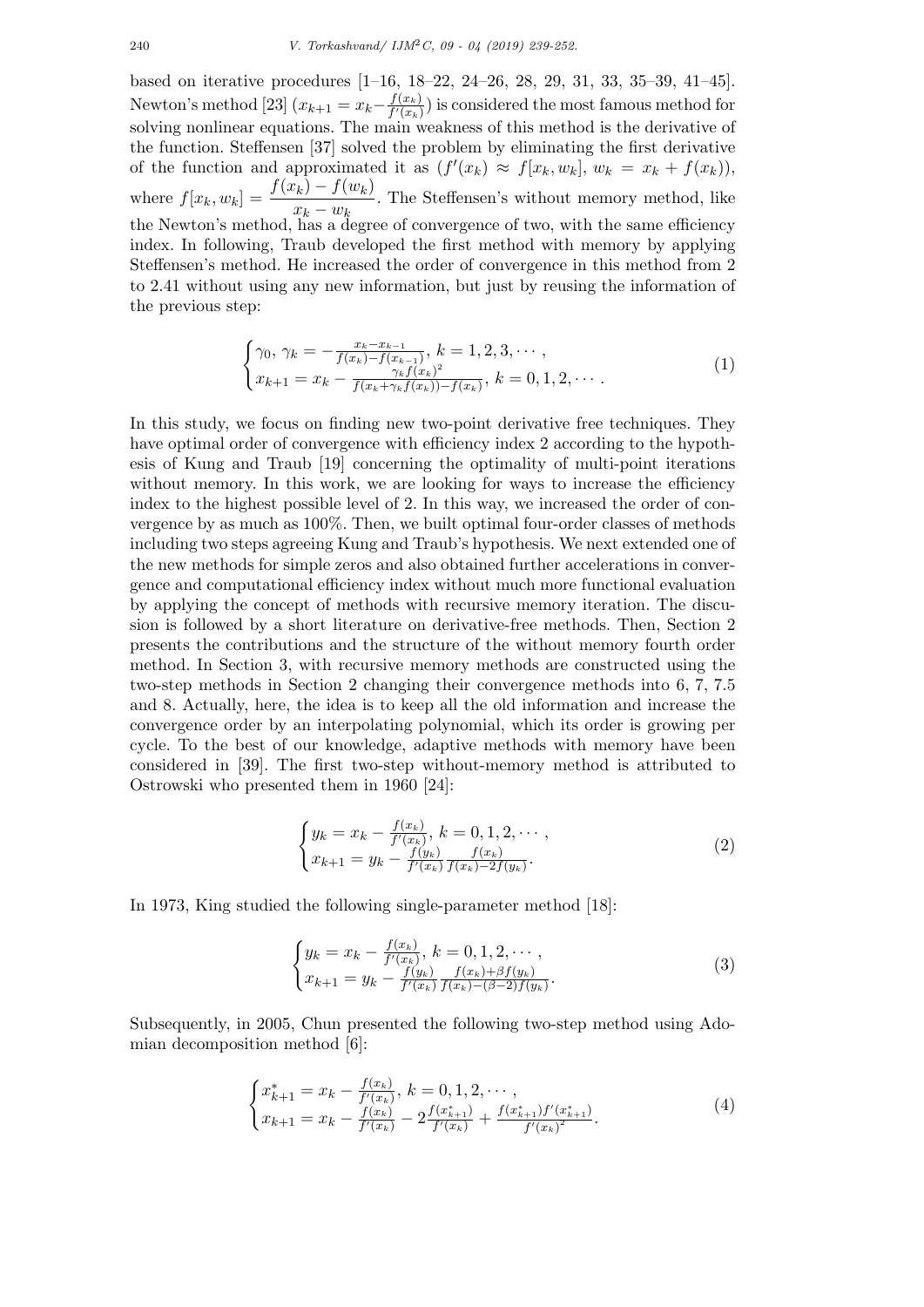based on iterative procedures [1–16, 18–22, 24–26, 28, 29, 31, 33, 35–39, 41–45]. Newton's method [23] ($x_{k+1} = x_k - \frac{f(x_k)}{f'(x_k)}$) is considered the most famous method for solving nonlinear equations. The main weakness of this method is the derivative of the function. Steffensen [37] solved the problem by eliminating the first derivative of the function and approximated it as ($f'(x_k) \approx f[x_k, w_k]$, $w_k = x_k + f(x_k)$), where $f[x_k, w_k] = \dfrac{f(x_k) - f(w_k)}{x_k - w_k}$. The Steffensen's without memory method, like the Newton's method, has a degree of convergence of two, with the same efficiency index. In following, Traub developed the first method with memory by applying Steffensen's method. He increased the order of convergence in this method from 2 to 2.41 without using any new information, but just by reusing the information of the previous step:

$$
\begin{cases}
\gamma_0,\, \gamma_k = -\frac{x_k - x_{k-1}}{f(x_k) - f(x_{k-1})},\, k = 1, 2, 3, \cdots, \\
x_{k+1} = x_k - \frac{\gamma_k f(x_k)^2}{f(x_k + \gamma_k f(x_k)) - f(x_k)},\, k = 0, 1, 2, \cdots.
\end{cases}
\tag{1}
$$

In this study, we focus on finding new two-point derivative free techniques. They have optimal order of convergence with efficiency index 2 according to the hypothesis of Kung and Traub [19] concerning the optimality of multi-point iterations without memory. In this work, we are looking for ways to increase the efficiency index to the highest possible level of 2. In this way, we increased the order of convergence by as much as 100%. Then, we built optimal four-order classes of methods including two steps agreeing Kung and Traub's hypothesis. We next extended one of the new methods for simple zeros and also obtained further accelerations in convergence and computational efficiency index without much more functional evaluation by applying the concept of methods with recursive memory iteration. The discusion is followed by a short literature on derivative-free methods. Then, Section 2 presents the contributions and the structure of the without memory fourth order method. In Section 3, with recursive memory methods are constructed using the two-step methods in Section 2 changing their convergence methods into 6, 7, 7.5 and 8. Actually, here, the idea is to keep all the old information and increase the convergence order by an interpolating polynomial, which its order is growing per cycle. To the best of our knowledge, adaptive methods with memory have been considered in [39]. The first two-step without-memory method is attributed to Ostrowski who presented them in 1960 [24]:

$$
\begin{cases}
y_k = x_k - \frac{f(x_k)}{f'(x_k)},\, k = 0, 1, 2, \cdots, \\
x_{k+1} = y_k - \frac{f(y_k)}{f'(x_k)} \frac{f(x_k)}{f(x_k) - 2f(y_k)}.
\end{cases}
\tag{2}
$$

In 1973, King studied the following single-parameter method [18]:

$$
\begin{cases}
y_k = x_k - \frac{f(x_k)}{f'(x_k)},\, k = 0, 1, 2, \cdots, \\
x_{k+1} = y_k - \frac{f(y_k)}{f'(x_k)} \frac{f(x_k) + \beta f(y_k)}{f(x_k) - (\beta - 2) f(y_k)}.
\end{cases}
\tag{3}
$$

Subsequently, in 2005, Chun presented the following two-step method using Adomian decomposition method [6]:

$$
\begin{cases}
x_{k+1}^* = x_k - \frac{f(x_k)}{f'(x_k)},\, k = 0, 1, 2, \cdots, \\
x_{k+1} = x_k - \frac{f(x_k)}{f'(x_k)} - 2\frac{f(x_{k+1}^*)}{f'(x_k)} + \frac{f(x_{k+1}^*) f'(x_{k+1}^*)}{f'(x_k)^2}.
\end{cases}
\tag{4}
$$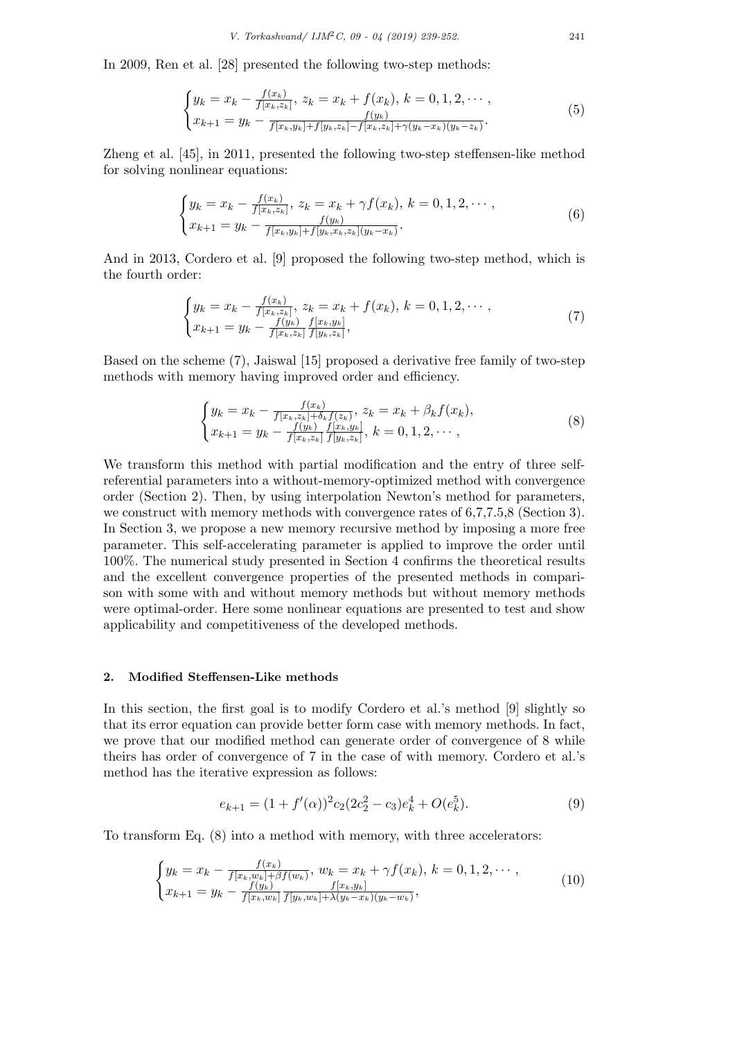In 2009, Ren et al. [28] presented the following two-step methods:

$$\begin{cases} y_k = x_k - \frac{f(x_k)}{f[x_k, z_k]},\ z_k = x_k + f(x_k),\ k = 0, 1, 2, \cdots, \\ x_{k+1} = y_k - \frac{f(y_k)}{f[x_k, y_k] + f[y_k, z_k] - f[x_k, z_k] + \gamma(y_k - x_k)(y_k - z_k)}. \end{cases} \tag{5}$$

Zheng et al. [45], in 2011, presented the following two-step steffensen-like method for solving nonlinear equations:

$$\begin{cases} y_k = x_k - \frac{f(x_k)}{f[x_k, z_k]},\ z_k = x_k + \gamma f(x_k),\ k = 0, 1, 2, \cdots, \\ x_{k+1} = y_k - \frac{f(y_k)}{f[x_k, y_k] + f[y_k, x_k, z_k](y_k - x_k)}. \end{cases} \tag{6}$$

And in 2013, Cordero et al. [9] proposed the following two-step method, which is the fourth order:

$$\begin{cases} y_k = x_k - \frac{f(x_k)}{f[x_k, z_k]},\ z_k = x_k + f(x_k),\ k = 0, 1, 2, \cdots, \\ x_{k+1} = y_k - \frac{f(y_k)}{f[x_k, z_k]} \frac{f[x_k, y_k]}{f[y_k, z_k]}, \end{cases} \tag{7}$$

Based on the scheme (7), Jaiswal [15] proposed a derivative free family of two-step methods with memory having improved order and efficiency.

$$\begin{cases} y_k = x_k - \frac{f(x_k)}{f[x_k, z_k] + \delta_k f(z_k)},\ z_k = x_k + \beta_k f(x_k), \\ x_{k+1} = y_k - \frac{f(y_k)}{f[x_k, z_k]} \frac{f[x_k, y_k]}{f[y_k, z_k]},\ k = 0, 1, 2, \cdots, \end{cases} \tag{8}$$

We transform this method with partial modification and the entry of three self-referential parameters into a without-memory-optimized method with convergence order (Section 2). Then, by using interpolation Newton's method for parameters, we construct with memory methods with convergence rates of 6,7,7.5,8 (Section 3). In Section 3, we propose a new memory recursive method by imposing a more free parameter. This self-accelerating parameter is applied to improve the order until 100%. The numerical study presented in Section 4 confirms the theoretical results and the excellent convergence properties of the presented methods in comparison with some with and without memory methods but without memory methods were optimal-order. Here some nonlinear equations are presented to test and show applicability and competitiveness of the developed methods.

## 2. Modified Steffensen-Like methods

In this section, the first goal is to modify Cordero et al.'s method [9] slightly so that its error equation can provide better form case with memory methods. In fact, we prove that our modified method can generate order of convergence of 8 while theirs has order of convergence of 7 in the case of with memory. Cordero et al.'s method has the iterative expression as follows:

$$e_{k+1} = (1 + f'(\alpha))^2 c_2 (2c_2^2 - c_3) e_k^4 + O(e_k^5). \tag{9}$$

To transform Eq. (8) into a method with memory, with three accelerators:

$$\begin{cases} y_k = x_k - \frac{f(x_k)}{f[x_k, w_k] + \beta f(w_k)},\ w_k = x_k + \gamma f(x_k),\ k = 0, 1, 2, \cdots, \\ x_{k+1} = y_k - \frac{f(y_k)}{f[x_k, w_k]} \frac{f[x_k, y_k]}{f[y_k, w_k] + \lambda(y_k - x_k)(y_k - w_k)}, \end{cases} \tag{10}$$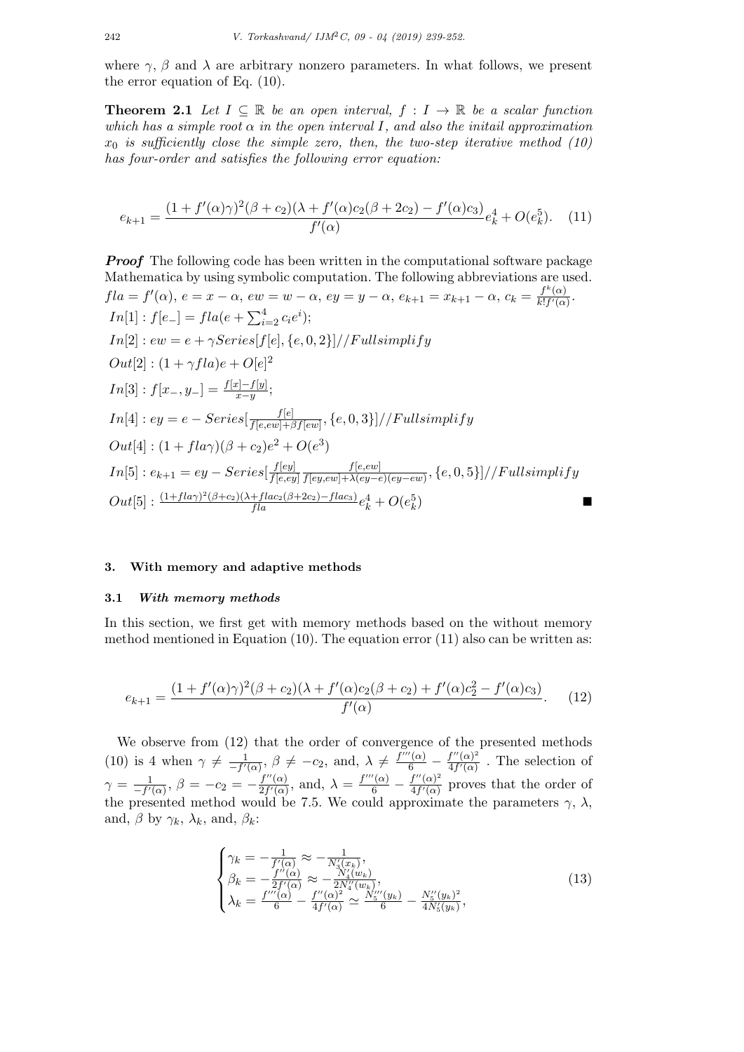where $\gamma$, $\beta$ and $\lambda$ are arbitrary nonzero parameters. In what follows, we present the error equation of Eq. (10).

**Theorem 2.1** *Let $I \subseteq \mathbb{R}$ be an open interval, $f : I \to \mathbb{R}$ be a scalar function which has a simple root $\alpha$ in the open interval $I$, and also the initail approximation $x_0$ is sufficiently close the simple zero, then, the two-step iterative method (10) has four-order and satisfies the following error equation:*

$$e_{k+1} = \frac{(1+f'(\alpha)\gamma)^2(\beta+c_2)(\lambda+f'(\alpha)c_2(\beta+2c_2)-f'(\alpha)c_3)}{f'(\alpha)}e_k^4 + O(e_k^5). \quad (11)$$

***Proof*** The following code has been written in the computational software package Mathematica by using symbolic computation. The following abbreviations are used. $fla = f'(\alpha)$, $e = x - \alpha$, $ew = w - \alpha$, $ey = y - \alpha$, $e_{k+1} = x_{k+1} - \alpha$, $c_k = \frac{f^k(\alpha)}{k!f'(\alpha)}$.

$In[1] : f[e\_] = fla(e + \sum_{i=2}^{4} c_i e^i);$

$In[2] : ew = e + \gamma Series[f[e], \{e, 0, 2\}]//Fullsimplify$

$Out[2] : (1 + \gamma fla)e + O[e]^2$

$In[3] : f[x\_, y\_] = \frac{f[x]-f[y]}{x-y};$

$In[4] : ey = e - Series[\frac{f[e]}{f[e,ew]+\beta f[ew]}, \{e, 0, 3\}]//Fullsimplify$

$Out[4] : (1 + fla\gamma)(\beta + c_2)e^2 + O(e^3)$

$In[5] : e_{k+1} = ey - Series[\frac{f[ey]}{f[e,ey]}\frac{f[e,ew]}{f[ey,ew]+\lambda(ey-e)(ey-ew)}, \{e, 0, 5\}]//Fullsimplify$

$Out[5] : \frac{(1+fla\gamma)^2(\beta+c_2)(\lambda+flac_2(\beta+2c_2)-flac_3)}{fla}e_k^4 + O(e_k^5)$ ∎

## 3. With memory and adaptive methods

### 3.1 *With memory methods*

In this section, we first get with memory methods based on the without memory method mentioned in Equation (10). The equation error (11) also can be written as:

$$e_{k+1} = \frac{(1+f'(\alpha)\gamma)^2(\beta+c_2)(\lambda+f'(\alpha)c_2(\beta+c_2)+f'(\alpha)c_2^2-f'(\alpha)c_3)}{f'(\alpha)}. \quad (12)$$

We observe from (12) that the order of convergence of the presented methods (10) is 4 when $\gamma \neq \frac{1}{-f'(\alpha)}$, $\beta \neq -c_2$, and, $\lambda \neq \frac{f'''(\alpha)}{6} - \frac{f''(\alpha)^2}{4f'(\alpha)}$ . The selection of $\gamma = \frac{1}{-f'(\alpha)}$, $\beta = -c_2 = -\frac{f''(\alpha)}{2f'(\alpha)}$, and, $\lambda = \frac{f'''(\alpha)}{6} - \frac{f''(\alpha)^2}{4f'(\alpha)}$ proves that the order of the presented method would be 7.5. We could approximate the parameters $\gamma$, $\lambda$, and, $\beta$ by $\gamma_k$, $\lambda_k$, and, $\beta_k$:

$$\begin{cases} \gamma_k = -\frac{1}{f'(\alpha)} \approx -\frac{1}{N_3'(x_k)}, \\ \beta_k = -\frac{f''(\alpha)}{2f'(\alpha)} \approx -\frac{N_4''(w_k)}{2N_4''(w_k)}, \\ \lambda_k = \frac{f'''(\alpha)}{6} - \frac{f''(\alpha)^2}{4f'(\alpha)} \simeq \frac{N_5'''(y_k)}{6} - \frac{N_5''(y_k)^2}{4N_5'(y_k)}, \end{cases} \quad (13)$$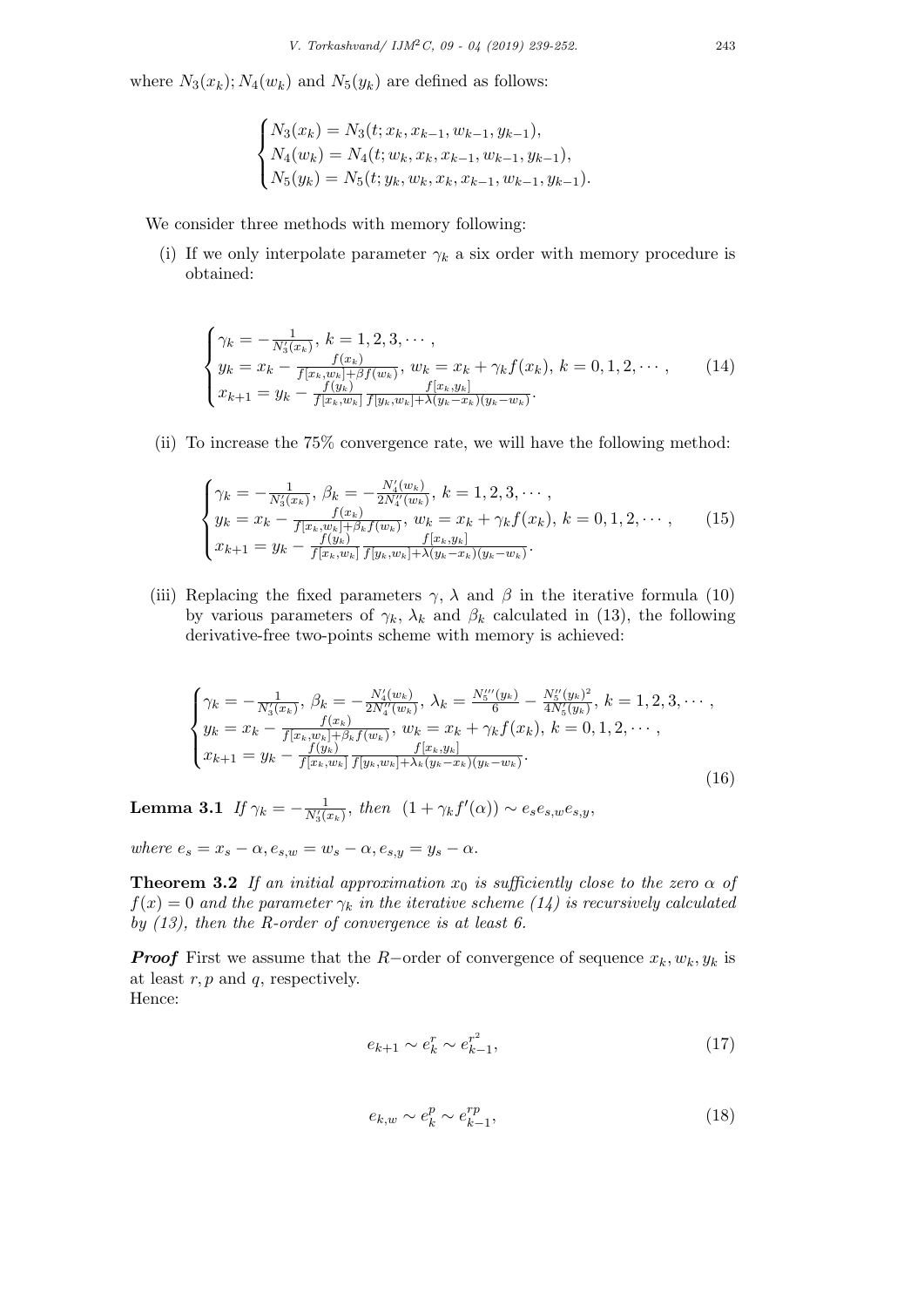where $N_3(x_k); N_4(w_k)$ and $N_5(y_k)$ are defined as follows:

$$\begin{cases} N_3(x_k) = N_3(t; x_k, x_{k-1}, w_{k-1}, y_{k-1}), \\ N_4(w_k) = N_4(t; w_k, x_k, x_{k-1}, w_{k-1}, y_{k-1}), \\ N_5(y_k) = N_5(t; y_k, w_k, x_k, x_{k-1}, w_{k-1}, y_{k-1}). \end{cases}$$

We consider three methods with memory following:

(i) If we only interpolate parameter $\gamma_k$ a six order with memory procedure is obtained:

$$\begin{cases} \gamma_k = -\frac{1}{N_3'(x_k)},\ k = 1, 2, 3, \cdots, \\ y_k = x_k - \frac{f(x_k)}{f[x_k, w_k] + \beta f(w_k)},\ w_k = x_k + \gamma_k f(x_k),\ k = 0, 1, 2, \cdots, \\ x_{k+1} = y_k - \frac{f(y_k)}{f[x_k, w_k]} \frac{f[x_k, y_k]}{f[y_k, w_k] + \lambda(y_k - x_k)(y_k - w_k)}. \end{cases} \tag{14}$$

(ii) To increase the 75% convergence rate, we will have the following method:

$$\begin{cases} \gamma_k = -\frac{1}{N_3'(x_k)},\ \beta_k = -\frac{N_4'(w_k)}{2N_4''(w_k)},\ k = 1, 2, 3, \cdots, \\ y_k = x_k - \frac{f(x_k)}{f[x_k, w_k] + \beta_k f(w_k)},\ w_k = x_k + \gamma_k f(x_k),\ k = 0, 1, 2, \cdots, \\ x_{k+1} = y_k - \frac{f(y_k)}{f[x_k, w_k]} \frac{f[x_k, y_k]}{f[y_k, w_k] + \lambda(y_k - x_k)(y_k - w_k)}. \end{cases} \tag{15}$$

(iii) Replacing the fixed parameters $\gamma$, $\lambda$ and $\beta$ in the iterative formula (10) by various parameters of $\gamma_k$, $\lambda_k$ and $\beta_k$ calculated in (13), the following derivative-free two-points scheme with memory is achieved:

$$\begin{cases} \gamma_k = -\frac{1}{N_3'(x_k)},\ \beta_k = -\frac{N_4'(w_k)}{2N_4''(w_k)},\ \lambda_k = \frac{N_5'''(y_k)}{6} - \frac{N_5''(y_k)^2}{4N_5'(y_k)},\ k = 1, 2, 3, \cdots, \\ y_k = x_k - \frac{f(x_k)}{f[x_k, w_k] + \beta_k f(w_k)},\ w_k = x_k + \gamma_k f(x_k),\ k = 0, 1, 2, \cdots, \\ x_{k+1} = y_k - \frac{f(y_k)}{f[x_k, w_k]} \frac{f[x_k, y_k]}{f[y_k, w_k] + \lambda_k(y_k - x_k)(y_k - w_k)}. \end{cases} \tag{16}$$

**Lemma 3.1** *If* $\gamma_k = -\frac{1}{N_3'(x_k)}$*, then* $(1 + \gamma_k f'(\alpha)) \sim e_s e_{s,w} e_{s,y}$,

*where* $e_s = x_s - \alpha, e_{s,w} = w_s - \alpha, e_{s,y} = y_s - \alpha$.

**Theorem 3.2** *If an initial approximation* $x_0$ *is sufficiently close to the zero* $\alpha$ *of* $f(x) = 0$ *and the parameter* $\gamma_k$ *in the iterative scheme (14) is recursively calculated by (13), then the R-order of convergence is at least 6.*

***Proof*** First we assume that the $R-$order of convergence of sequence $x_k, w_k, y_k$ is at least $r, p$ and $q$, respectively.
Hence:

$$e_{k+1} \sim e_k^r \sim e_{k-1}^{r^2}, \tag{17}$$

$$e_{k,w} \sim e_k^p \sim e_{k-1}^{rp}, \tag{18}$$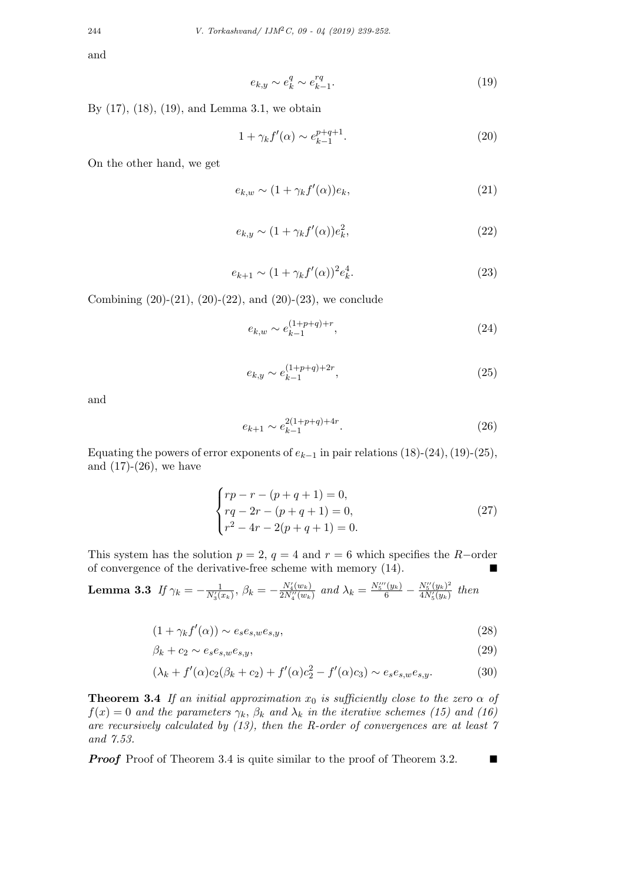and

$$e_{k,y} \sim e_k^q \sim e_{k-1}^{rq}. \tag{19}$$

By (17), (18), (19), and Lemma 3.1, we obtain

$$1 + \gamma_k f'(\alpha) \sim e_{k-1}^{p+q+1}. \tag{20}$$

On the other hand, we get

$$e_{k,w} \sim (1 + \gamma_k f'(\alpha))e_k, \tag{21}$$

$$e_{k,y} \sim (1 + \gamma_k f'(\alpha))e_k^2, \tag{22}$$

$$e_{k+1} \sim (1 + \gamma_k f'(\alpha))^2 e_k^4. \tag{23}$$

Combining (20)-(21), (20)-(22), and (20)-(23), we conclude

$$e_{k,w} \sim e_{k-1}^{(1+p+q)+r}, \tag{24}$$

$$e_{k,y} \sim e_{k-1}^{(1+p+q)+2r}, \tag{25}$$

and

$$e_{k+1} \sim e_{k-1}^{2(1+p+q)+4r}. \tag{26}$$

Equating the powers of error exponents of $e_{k-1}$ in pair relations (18)-(24), (19)-(25), and (17)-(26), we have

$$\begin{cases} rp - r - (p+q+1) = 0, \\ rq - 2r - (p+q+1) = 0, \\ r^2 - 4r - 2(p+q+1) = 0. \end{cases} \tag{27}$$

This system has the solution $p = 2$, $q = 4$ and $r = 6$ which specifies the $R-$order of convergence of the derivative-free scheme with memory (14). ■

**Lemma 3.3** *If* $\gamma_k = -\frac{1}{N_3'(x_k)}$, $\beta_k = -\frac{N_4'(w_k)}{2N_4'''(w_k)}$ *and* $\lambda_k = \frac{N_5'''(y_k)}{6} - \frac{N_5''(y_k)^2}{4N_5'(y_k)}$ *then*

$$(1 + \gamma_k f'(\alpha)) \sim e_s e_{s,w} e_{s,y}, \tag{28}$$

$$\beta_k + c_2 \sim e_s e_{s,w} e_{s,y}, \tag{29}$$

$$(\lambda_k + f'(\alpha)c_2(\beta_k + c_2) + f'(\alpha)c_2^2 - f'(\alpha)c_3) \sim e_s e_{s,w} e_{s,y}. \tag{30}$$

**Theorem 3.4** *If an initial approximation $x_0$ is sufficiently close to the zero $\alpha$ of $f(x) = 0$ and the parameters $\gamma_k$, $\beta_k$ and $\lambda_k$ in the iterative schemes (15) and (16) are recursively calculated by (13), then the R-order of convergences are at least 7 and 7.53.*

***Proof*** Proof of Theorem 3.4 is quite similar to the proof of Theorem 3.2. ■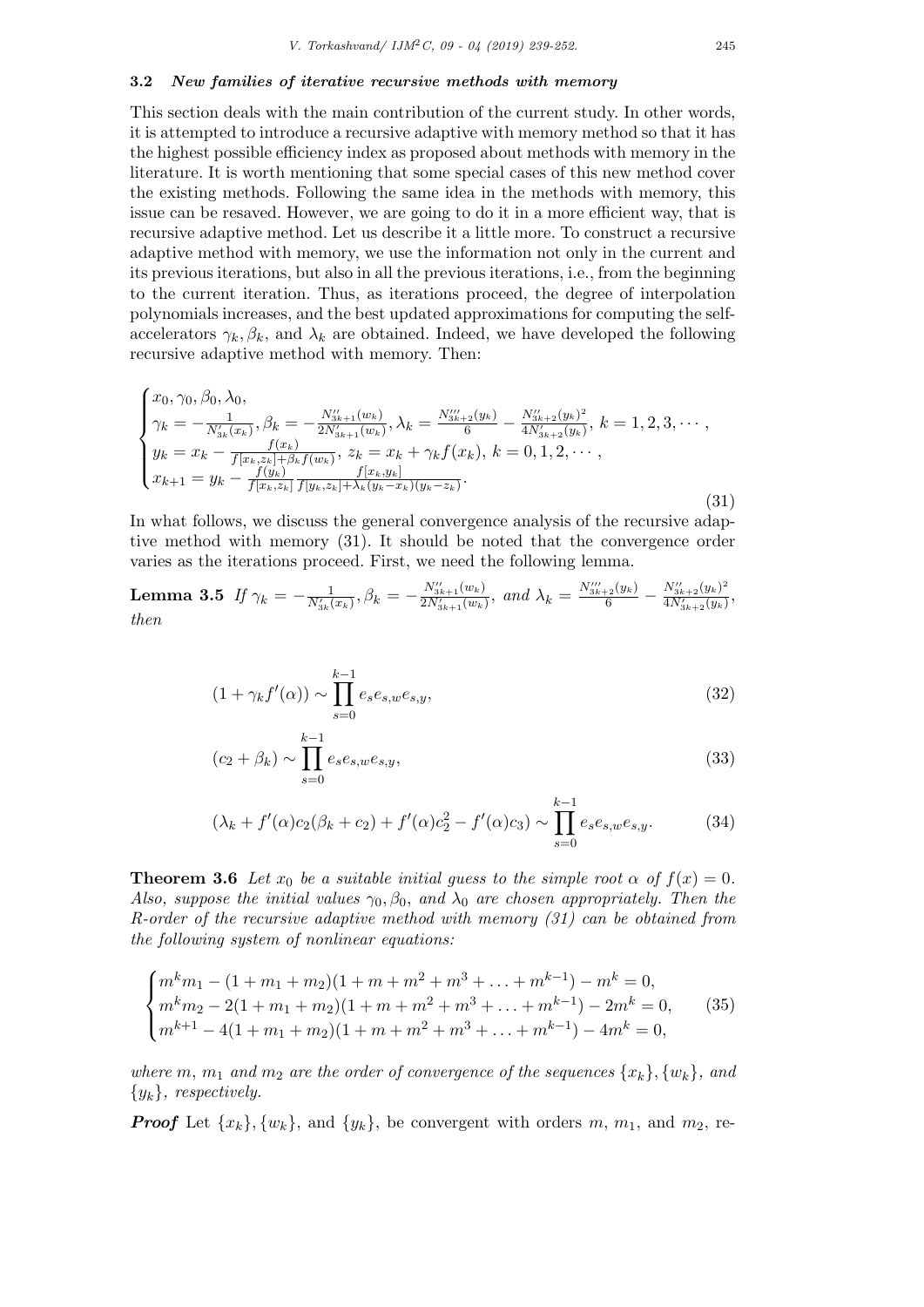### 3.2 *New families of iterative recursive methods with memory*

This section deals with the main contribution of the current study. In other words, it is attempted to introduce a recursive adaptive with memory method so that it has the highest possible efficiency index as proposed about methods with memory in the literature. It is worth mentioning that some special cases of this new method cover the existing methods. Following the same idea in the methods with memory, this issue can be resaved. However, we are going to do it in a more efficient way, that is recursive adaptive method. Let us describe it a little more. To construct a recursive adaptive method with memory, we use the information not only in the current and its previous iterations, but also in all the previous iterations, i.e., from the beginning to the current iteration. Thus, as iterations proceed, the degree of interpolation polynomials increases, and the best updated approximations for computing the self-accelerators $\gamma_k, \beta_k$, and $\lambda_k$ are obtained. Indeed, we have developed the following recursive adaptive method with memory. Then:

$$
\begin{cases}
x_0, \gamma_0, \beta_0, \lambda_0, \\
\gamma_k = -\frac{1}{N'_{3k}(x_k)}, \beta_k = -\frac{N''_{3k+1}(w_k)}{2N'_{3k+1}(w_k)}, \lambda_k = \frac{N'''_{3k+2}(y_k)}{6} - \frac{N''_{3k+2}(y_k)^2}{4N'_{3k+2}(y_k)}, \ k = 1, 2, 3, \cdots, \\
y_k = x_k - \frac{f(x_k)}{f[x_k, z_k] + \beta_k f(w_k)}, \ z_k = x_k + \gamma_k f(x_k), \ k = 0, 1, 2, \cdots, \\
x_{k+1} = y_k - \frac{f(y_k)}{f[x_k, z_k]} \frac{f[x_k, y_k]}{f[y_k, z_k] + \lambda_k (y_k - x_k)(y_k - z_k)}.
\end{cases}
\tag{31}
$$

In what follows, we discuss the general convergence analysis of the recursive adaptive method with memory (31). It should be noted that the convergence order varies as the iterations proceed. First, we need the following lemma.

**Lemma 3.5** *If* $\gamma_k = -\frac{1}{N'_{3k}(x_k)}, \beta_k = -\frac{N''_{3k+1}(w_k)}{2N'_{3k+1}(w_k)}$, *and* $\lambda_k = \frac{N'''_{3k+2}(y_k)}{6} - \frac{N''_{3k+2}(y_k)^2}{4N'_{3k+2}(y_k)}$, *then*

$$
(1 + \gamma_k f'(\alpha)) \sim \prod_{s=0}^{k-1} e_s e_{s,w} e_{s,y}, \tag{32}
$$

$$
(c_2 + \beta_k) \sim \prod_{s=0}^{k-1} e_s e_{s,w} e_{s,y}, \tag{33}
$$

$$
(\lambda_k + f'(\alpha) c_2 (\beta_k + c_2) + f'(\alpha) c_2^2 - f'(\alpha) c_3) \sim \prod_{s=0}^{k-1} e_s e_{s,w} e_{s,y}. \tag{34}
$$

**Theorem 3.6** *Let $x_0$ be a suitable initial guess to the simple root $\alpha$ of $f(x) = 0$. Also, suppose the initial values $\gamma_0, \beta_0$, and $\lambda_0$ are chosen appropriately. Then the R-order of the recursive adaptive method with memory (31) can be obtained from the following system of nonlinear equations:*

$$
\begin{cases}
m^k m_1 - (1 + m_1 + m_2)(1 + m + m^2 + m^3 + \ldots + m^{k-1}) - m^k = 0, \\
m^k m_2 - 2(1 + m_1 + m_2)(1 + m + m^2 + m^3 + \ldots + m^{k-1}) - 2m^k = 0, \\
m^{k+1} - 4(1 + m_1 + m_2)(1 + m + m^2 + m^3 + \ldots + m^{k-1}) - 4m^k = 0,
\end{cases}
\tag{35}
$$

*where $m$, $m_1$ and $m_2$ are the order of convergence of the sequences $\{x_k\}, \{w_k\}$, and $\{y_k\}$, respectively.*

***Proof*** Let $\{x_k\}, \{w_k\}$, and $\{y_k\}$, be convergent with orders $m$, $m_1$, and $m_2$, re-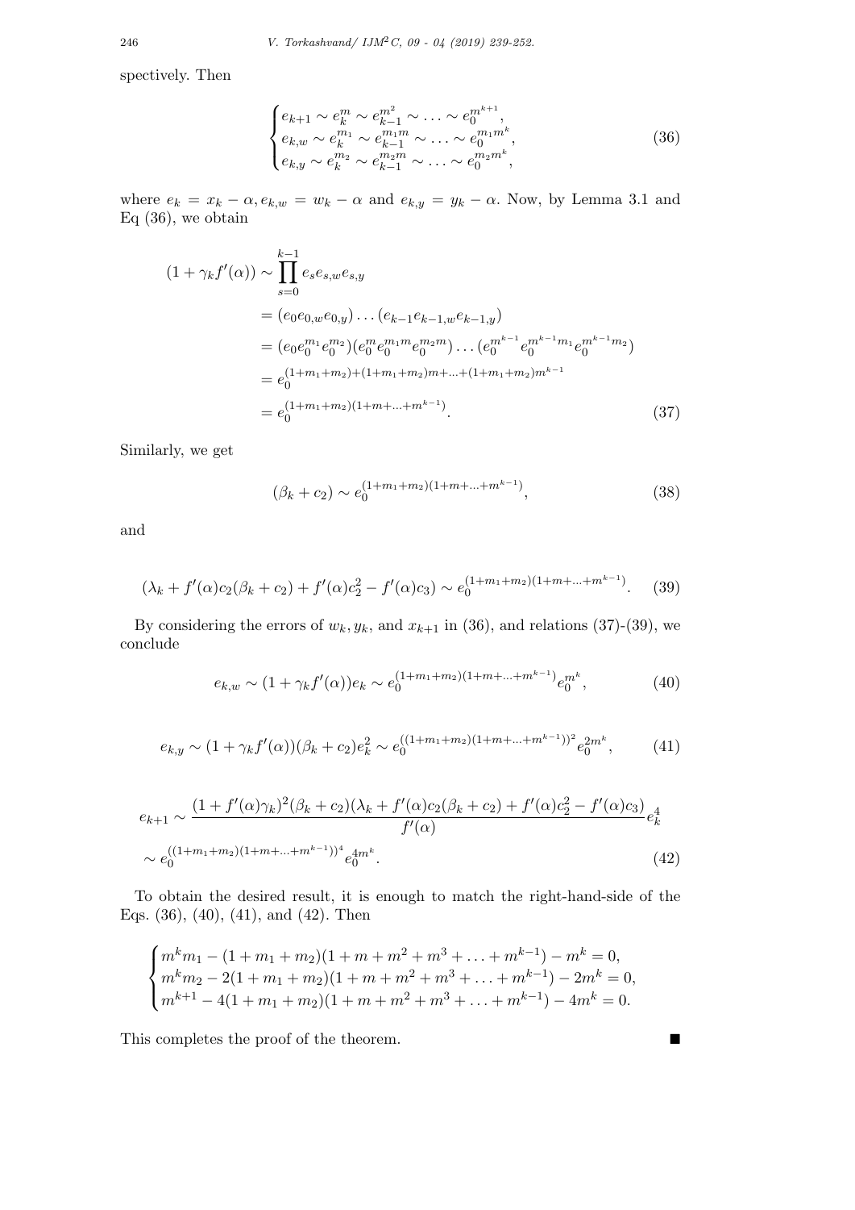spectively. Then

$$
\begin{cases}
e_{k+1} \sim e_k^m \sim e_{k-1}^{m^2} \sim \ldots \sim e_0^{m^{k+1}}, \\
e_{k,w} \sim e_k^{m_1} \sim e_{k-1}^{m_1 m} \sim \ldots \sim e_0^{m_1 m^k}, \\
e_{k,y} \sim e_k^{m_2} \sim e_{k-1}^{m_2 m} \sim \ldots \sim e_0^{m_2 m^k},
\end{cases} \tag{36}
$$

where $e_k = x_k - \alpha, e_{k,w} = w_k - \alpha$ and $e_{k,y} = y_k - \alpha$. Now, by Lemma 3.1 and Eq (36), we obtain

$$
\begin{aligned}
(1 + \gamma_k f'(\alpha)) &\sim \prod_{s=0}^{k-1} e_s e_{s,w} e_{s,y} \\
&= (e_0 e_{0,w} e_{0,y}) \ldots (e_{k-1} e_{k-1,w} e_{k-1,y}) \\
&= (e_0 e_0^{m_1} e_0^{m_2})(e_0^m e_0^{m_1 m} e_0^{m_2 m}) \ldots (e_0^{m^{k-1}} e_0^{m^{k-1} m_1} e_0^{m^{k-1} m_2}) \\
&= e_0^{(1+m_1+m_2)+(1+m_1+m_2)m+\ldots+(1+m_1+m_2)m^{k-1}} \\
&= e_0^{(1+m_1+m_2)(1+m+\ldots+m^{k-1})}.
\end{aligned} \tag{37}
$$

Similarly, we get

$$
(\beta_k + c_2) \sim e_0^{(1+m_1+m_2)(1+m+\ldots+m^{k-1})}, \tag{38}
$$

and

$$
(\lambda_k + f'(\alpha) c_2 (\beta_k + c_2) + f'(\alpha) c_2^2 - f'(\alpha) c_3) \sim e_0^{(1+m_1+m_2)(1+m+\ldots+m^{k-1})}. \tag{39}
$$

By considering the errors of $w_k, y_k$, and $x_{k+1}$ in (36), and relations (37)-(39), we conclude

$$
e_{k,w} \sim (1 + \gamma_k f'(\alpha)) e_k \sim e_0^{(1+m_1+m_2)(1+m+\ldots+m^{k-1})} e_0^{m^k}, \tag{40}
$$

$$
e_{k,y} \sim (1 + \gamma_k f'(\alpha))(\beta_k + c_2) e_k^2 \sim e_0^{((1+m_1+m_2)(1+m+\ldots+m^{k-1}))^2} e_0^{2m^k}, \tag{41}
$$

$$
\begin{aligned}
e_{k+1} &\sim \frac{(1 + f'(\alpha)\gamma_k)^2 (\beta_k + c_2)(\lambda_k + f'(\alpha) c_2 (\beta_k + c_2) + f'(\alpha) c_2^2 - f'(\alpha) c_3)}{f'(\alpha)} e_k^4 \\
&\sim e_0^{((1+m_1+m_2)(1+m+\ldots+m^{k-1}))^4} e_0^{4m^k}.
\end{aligned} \tag{42}
$$

To obtain the desired result, it is enough to match the right-hand-side of the Eqs. (36), (40), (41), and (42). Then

$$
\begin{cases}
m^k m_1 - (1 + m_1 + m_2)(1 + m + m^2 + m^3 + \ldots + m^{k-1}) - m^k = 0, \\
m^k m_2 - 2(1 + m_1 + m_2)(1 + m + m^2 + m^3 + \ldots + m^{k-1}) - 2m^k = 0, \\
m^{k+1} - 4(1 + m_1 + m_2)(1 + m + m^2 + m^3 + \ldots + m^{k-1}) - 4m^k = 0.
\end{cases}
$$

This completes the proof of the theorem. ■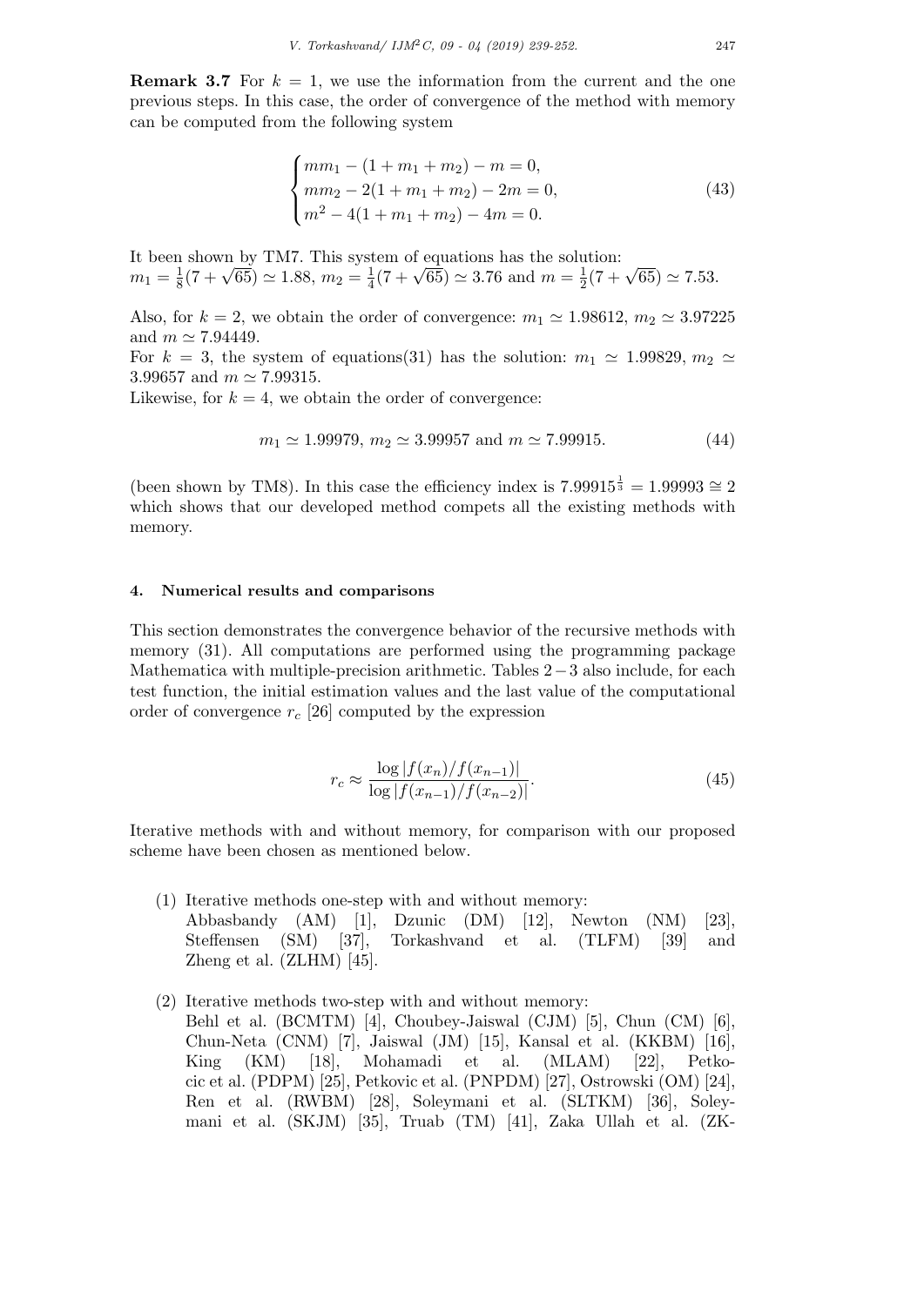**Remark 3.7** For $k = 1$, we use the information from the current and the one previous steps. In this case, the order of convergence of the method with memory can be computed from the following system

$$
\begin{cases} mm_1 - (1 + m_1 + m_2) - m = 0, \\ mm_2 - 2(1 + m_1 + m_2) - 2m = 0, \\ m^2 - 4(1 + m_1 + m_2) - 4m = 0. \end{cases} \tag{43}
$$

It been shown by TM7. This system of equations has the solution: $m_1 = \frac{1}{8}(7 + \sqrt{65}) \simeq 1.88$, $m_2 = \frac{1}{4}(7 + \sqrt{65}) \simeq 3.76$ and $m = \frac{1}{2}(7 + \sqrt{65}) \simeq 7.53$.

Also, for $k = 2$, we obtain the order of convergence: $m_1 \simeq 1.98612$, $m_2 \simeq 3.97225$ and $m \simeq 7.94449$.

For $k = 3$, the system of equations(31) has the solution: $m_1 \simeq 1.99829$, $m_2 \simeq 3.99657$ and $m \simeq 7.99315$.

Likewise, for $k = 4$, we obtain the order of convergence:

$$
m_1 \simeq 1.99979, \; m_2 \simeq 3.99957 \text{ and } m \simeq 7.99915. \tag{44}
$$

(been shown by TM8). In this case the efficiency index is $7.99915^{\frac{1}{3}} = 1.99993 \cong 2$ which shows that our developed method compets all the existing methods with memory.

## 4. Numerical results and comparisons

This section demonstrates the convergence behavior of the recursive methods with memory (31). All computations are performed using the programming package Mathematica with multiple-precision arithmetic. Tables $2-3$ also include, for each test function, the initial estimation values and the last value of the computational order of convergence $r_c$ [26] computed by the expression

$$
r_c \approx \frac{\log |f(x_n)/f(x_{n-1})|}{\log |f(x_{n-1})/f(x_{n-2})|}. \tag{45}
$$

Iterative methods with and without memory, for comparison with our proposed scheme have been chosen as mentioned below.

(1) Iterative methods one-step with and without memory:
Abbasbandy (AM) [1], Dzunic (DM) [12], Newton (NM) [23], Steffensen (SM) [37], Torkashvand et al. (TLFM) [39] and Zheng et al. (ZLHM) [45].

(2) Iterative methods two-step with and without memory:
Behl et al. (BCMTM) [4], Choubey-Jaiswal (CJM) [5], Chun (CM) [6], Chun-Neta (CNM) [7], Jaiswal (JM) [15], Kansal et al. (KKBM) [16], King (KM) [18], Mohamadi et al. (MLAM) [22], Petkocic et al. (PDPM) [25], Petkovic et al. (PNPDM) [27], Ostrowski (OM) [24], Ren et al. (RWBM) [28], Soleymani et al. (SLTKM) [36], Soleymani et al. (SKJM) [35], Truab (TM) [41], Zaka Ullah et al. (ZK-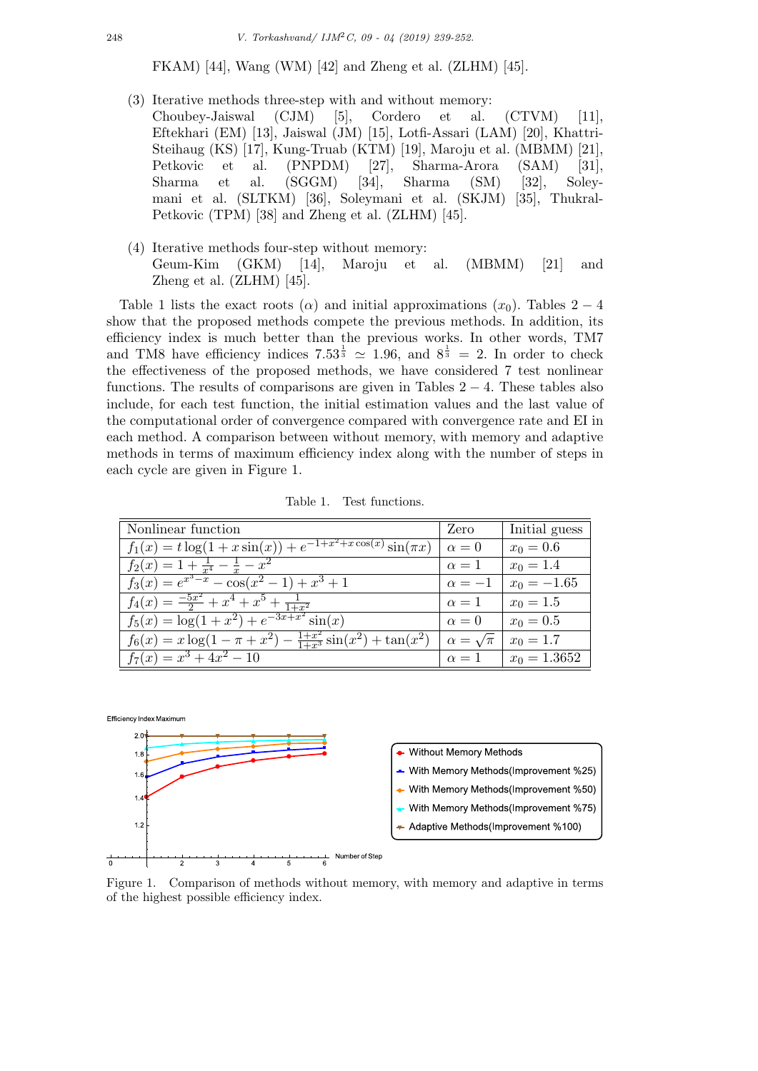FKAM) [44], Wang (WM) [42] and Zheng et al. (ZLHM) [45].

(3) Iterative methods three-step with and without memory:
Choubey-Jaiswal (CJM) [5], Cordero et al. (CTVM) [11], Eftekhari (EM) [13], Jaiswal (JM) [15], Lotfi-Assari (LAM) [20], Khattri-Steihaug (KS) [17], Kung-Truab (KTM) [19], Maroju et al. (MBMM) [21], Petkovic et al. (PNPDM) [27], Sharma-Arora (SAM) [31], Sharma et al. (SGGM) [34], Sharma (SM) [32], Soleymani et al. (SLTKM) [36], Soleymani et al. (SKJM) [35], Thukral-Petkovic (TPM) [38] and Zheng et al. (ZLHM) [45].

(4) Iterative methods four-step without memory:
Geum-Kim (GKM) [14], Maroju et al. (MBMM) [21] and Zheng et al. (ZLHM) [45].

Table 1 lists the exact roots ($\alpha$) and initial approximations ($x_0$). Tables $2-4$ show that the proposed methods compete the previous methods. In addition, its efficiency index is much better than the previous works. In other words, TM7 and TM8 have efficiency indices $7.53^{\frac{1}{3}} \simeq 1.96$, and $8^{\frac{1}{3}} = 2$. In order to check the effectiveness of the proposed methods, we have considered 7 test nonlinear functions. The results of comparisons are given in Tables $2-4$. These tables also include, for each test function, the initial estimation values and the last value of the computational order of convergence compared with convergence rate and EI in each method. A comparison between without memory, with memory and adaptive methods in terms of maximum efficiency index along with the number of steps in each cycle are given in Figure 1.

Table 1. Test functions.

| Nonlinear function | Zero | Initial guess |
|---|---|---|
| $f_1(x) = t\log(1 + x\sin(x)) + e^{-1+x^2+x\cos(x)}\sin(\pi x)$ | $\alpha = 0$ | $x_0 = 0.6$ |
| $f_2(x) = 1 + \frac{1}{x^4} - \frac{1}{x} - x^2$ | $\alpha = 1$ | $x_0 = 1.4$ |
| $f_3(x) = e^{x^3-x} - \cos(x^2 - 1) + x^3 + 1$ | $\alpha = -1$ | $x_0 = -1.65$ |
| $f_4(x) = \frac{-5x^2}{2} + x^4 + x^5 + \frac{1}{1+x^2}$ | $\alpha = 1$ | $x_0 = 1.5$ |
| $f_5(x) = \log(1 + x^2) + e^{-3x+x^2}\sin(x)$ | $\alpha = 0$ | $x_0 = 0.5$ |
| $f_6(x) = x\log(1 - \pi + x^2) - \frac{1+x^2}{1+x^3}\sin(x^2) + \tan(x^2)$ | $\alpha = \sqrt{\pi}$ | $x_0 = 1.7$ |
| $f_7(x) = x^3 + 4x^2 - 10$ | $\alpha = 1$ | $x_0 = 1.3652$ |

Figure 1. Comparison of methods without memory, with memory and adaptive in terms of the highest possible efficiency index.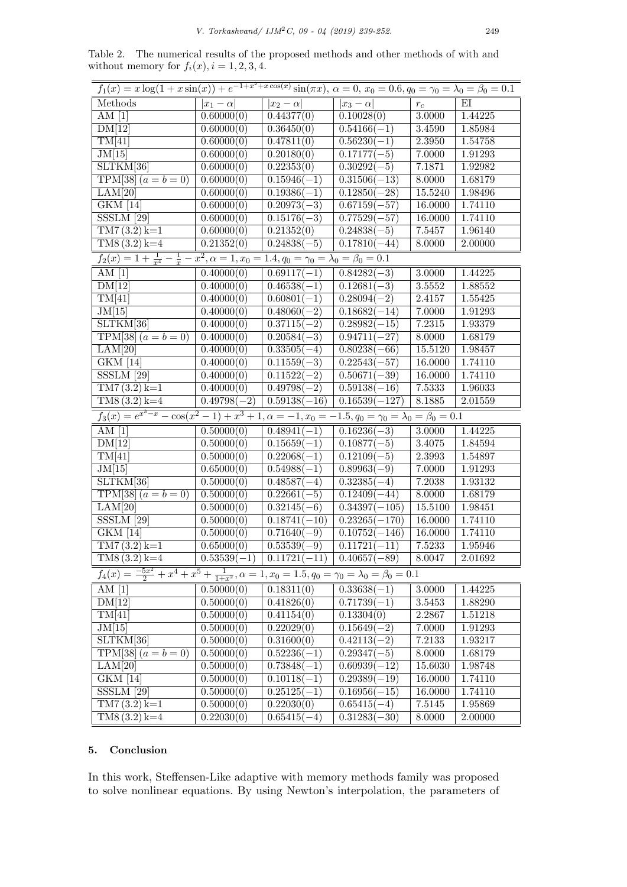Table 2. The numerical results of the proposed methods and other methods of with and without memory for $f_i(x), i = 1, 2, 3, 4$.

| Methods | $\|x_1 - \alpha\|$ | $\|x_2 - \alpha\|$ | $\|x_3 - \alpha\|$ | $r_c$ | EI |
|---|---|---|---|---|---|
| $f_1(x) = x\log(1 + x\sin(x)) + e^{-1+x^2+x\cos(x)}\sin(\pi x)$, $\alpha = 0$, $x_0 = 0.6, q_0 = \gamma_0 = \lambda_0 = \beta_0 = 0.1$ | | | | | |
| AM [1] | 0.60000(0) | 0.44377(0) | 0.10028(0) | 3.0000 | 1.44225 |
| DM[12] | 0.60000(0) | 0.36450(0) | 0.54166(−1) | 3.4590 | 1.85984 |
| TM[41] | 0.60000(0) | 0.47811(0) | 0.56230(−1) | 2.3950 | 1.54758 |
| JM[15] | 0.60000(0) | 0.20180(0) | 0.17177(−5) | 7.0000 | 1.91293 |
| SLTKM[36] | 0.60000(0) | 0.22353(0) | 0.30292(−5) | 7.1871 | 1.92982 |
| TPM[38] $(a = b = 0)$ | 0.60000(0) | 0.15946(−1) | 0.31506(−13) | 8.0000 | 1.68179 |
| LAM[20] | 0.60000(0) | 0.19386(−1) | 0.12850(−28) | 15.5240 | 1.98496 |
| GKM [14] | 0.60000(0) | 0.20973(−3) | 0.67159(−57) | 16.0000 | 1.74110 |
| SSSLM [29] | 0.60000(0) | 0.15176(−3) | 0.77529(−57) | 16.0000 | 1.74110 |
| TM7 (3.2) k=1 | 0.60000(0) | 0.21352(0) | 0.24838(−5) | 7.5457 | 1.96140 |
| TM8 (3.2) k=4 | 0.21352(0) | 0.24838(−5) | 0.17810(−44) | 8.0000 | 2.00000 |
| $f_2(x) = 1 + \frac{1}{x^4} - \frac{1}{x} - x^2$, $\alpha = 1$, $x_0 = 1.4, q_0 = \gamma_0 = \lambda_0 = \beta_0 = 0.1$ | | | | | |
| AM [1] | 0.40000(0) | 0.69117(−1) | 0.84282(−3) | 3.0000 | 1.44225 |
| DM[12] | 0.40000(0) | 0.46538(−1) | 0.12681(−3) | 3.5552 | 1.88552 |
| TM[41] | 0.40000(0) | 0.60801(−1) | 0.28094(−2) | 2.4157 | 1.55425 |
| JM[15] | 0.40000(0) | 0.48060(−2) | 0.18682(−14) | 7.0000 | 1.91293 |
| SLTKM[36] | 0.40000(0) | 0.37115(−2) | 0.28982(−15) | 7.2315 | 1.93379 |
| TPM[38] $(a = b = 0)$ | 0.40000(0) | 0.20584(−3) | 0.94711(−27) | 8.0000 | 1.68179 |
| LAM[20] | 0.40000(0) | 0.33505(−4) | 0.80238(−66) | 15.5120 | 1.98457 |
| GKM [14] | 0.40000(0) | 0.11559(−3) | 0.22543(−57) | 16.0000 | 1.74110 |
| SSSLM [29] | 0.40000(0) | 0.11522(−2) | 0.50671(−39) | 16.0000 | 1.74110 |
| TM7 (3.2) k=1 | 0.40000(0) | 0.49798(−2) | 0.59138(−16) | 7.5333 | 1.96033 |
| TM8 (3.2) k=4 | 0.49798(−2) | 0.59138(−16) | 0.16539(−127) | 8.1885 | 2.01559 |
| $f_3(x) = e^{x^3-x} - \cos(x^2 - 1) + x^3 + 1$, $\alpha = -1$, $x_0 = -1.5, q_0 = \gamma_0 = \lambda_0 = \beta_0 = 0.1$ | | | | | |
| AM [1] | 0.50000(0) | 0.48941(−1) | 0.16236(−3) | 3.0000 | 1.44225 |
| DM[12] | 0.50000(0) | 0.15659(−1) | 0.10877(−5) | 3.4075 | 1.84594 |
| TM[41] | 0.50000(0) | 0.22068(−1) | 0.12109(−5) | 2.3993 | 1.54897 |
| JM[15] | 0.65000(0) | 0.54988(−1) | 0.89963(−9) | 7.0000 | 1.91293 |
| SLTKM[36] | 0.50000(0) | 0.48587(−4) | 0.32385(−4) | 7.2038 | 1.93132 |
| TPM[38] $(a = b = 0)$ | 0.50000(0) | 0.22661(−5) | 0.12409(−44) | 8.0000 | 1.68179 |
| LAM[20] | 0.50000(0) | 0.32145(−6) | 0.34397(−105) | 15.5100 | 1.98451 |
| SSSLM [29] | 0.50000(0) | 0.18741(−10) | 0.23265(−170) | 16.0000 | 1.74110 |
| GKM [14] | 0.50000(0) | 0.71640(−9) | 0.10752(−146) | 16.0000 | 1.74110 |
| TM7 (3.2) k=1 | 0.65000(0) | 0.53539(−9) | 0.11721(−11) | 7.5233 | 1.95946 |
| TM8 (3.2) k=4 | 0.53539(−1) | 0.11721(−11) | 0.40657(−89) | 8.0047 | 2.01692 |
| $f_4(x) = \frac{-5x^2}{2} + x^4 + x^5 + \frac{1}{1+x^2}$, $\alpha = 1$, $x_0 = 1.5, q_0 = \gamma_0 = \lambda_0 = \beta_0 = 0.1$ | | | | | |
| AM [1] | 0.50000(0) | 0.18311(0) | 0.33638(−1) | 3.0000 | 1.44225 |
| DM[12] | 0.50000(0) | 0.41826(0) | 0.71739(−1) | 3.5453 | 1.88290 |
| TM[41] | 0.50000(0) | 0.41154(0) | 0.13304(0) | 2.2867 | 1.51218 |
| JM[15] | 0.50000(0) | 0.22029(0) | 0.15649(−2) | 7.0000 | 1.91293 |
| SLTKM[36] | 0.50000(0) | 0.31600(0) | 0.42113(−2) | 7.2133 | 1.93217 |
| TPM[38] $(a = b = 0)$ | 0.50000(0) | 0.52236(−1) | 0.29347(−5) | 8.0000 | 1.68179 |
| LAM[20] | 0.50000(0) | 0.73848(−1) | 0.60939(−12) | 15.6030 | 1.98748 |
| GKM [14] | 0.50000(0) | 0.10118(−1) | 0.29389(−19) | 16.0000 | 1.74110 |
| SSSLM [29] | 0.50000(0) | 0.25125(−1) | 0.16956(−15) | 16.0000 | 1.74110 |
| TM7 (3.2) k=1 | 0.50000(0) | 0.22030(0) | 0.65415(−4) | 7.5145 | 1.95869 |
| TM8 (3.2) k=4 | 0.22030(0) | 0.65415(−4) | 0.31283(−30) | 8.0000 | 2.00000 |

## 5. Conclusion

In this work, Steffensen-Like adaptive with memory methods family was proposed to solve nonlinear equations. By using Newton's interpolation, the parameters of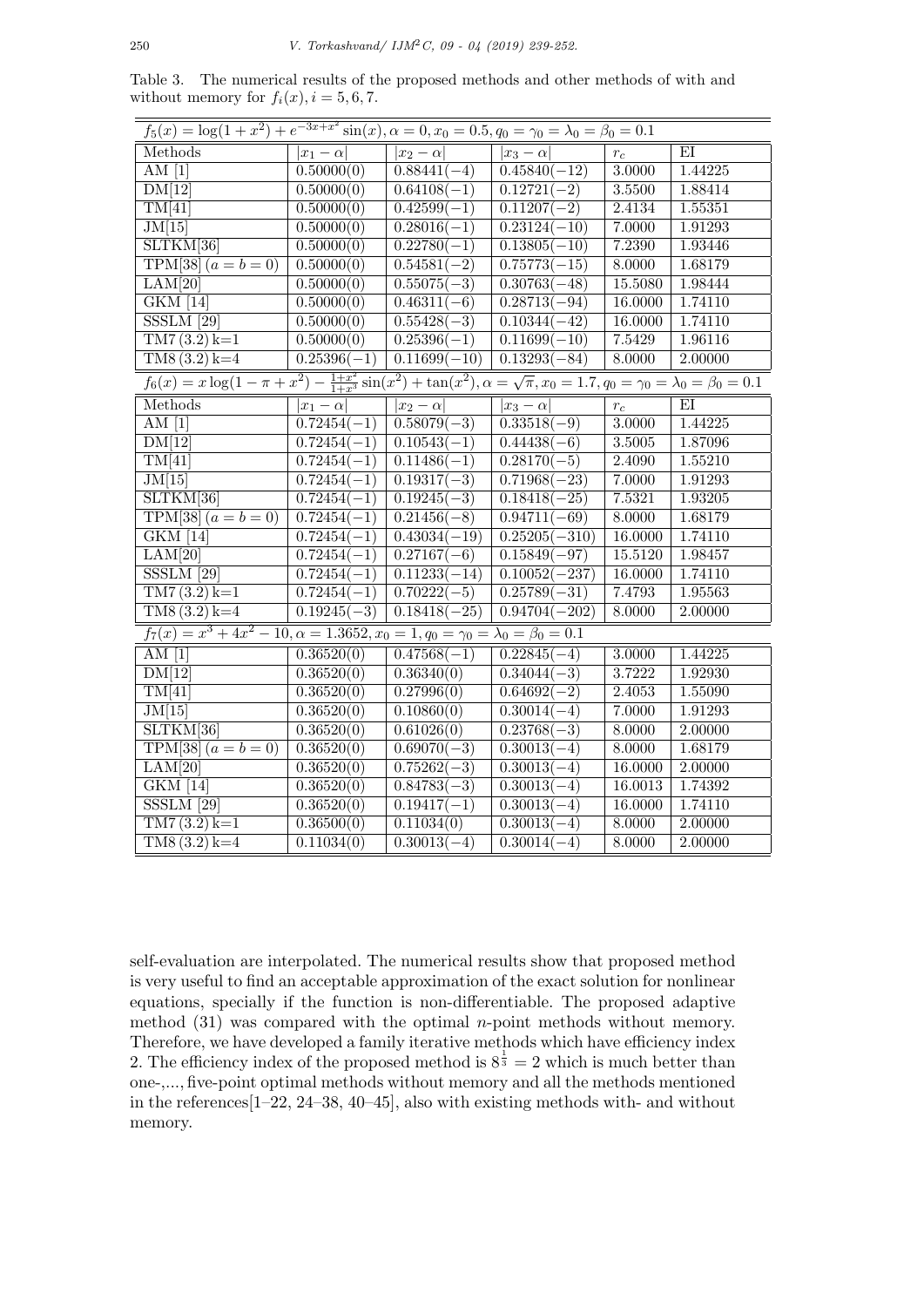Table 3. The numerical results of the proposed methods and other methods of with and without memory for $f_i(x), i = 5, 6, 7$.

| $f_5(x) = \log(1 + x^2) + e^{-3x+x^2}\sin(x), \alpha = 0, x_0 = 0.5, q_0 = \gamma_0 = \lambda_0 = \beta_0 = 0.1$ | | | | |
|---|---|---|---|---|
| Methods | $\|x_1 - \alpha\|$ | $\|x_2 - \alpha\|$ | $\|x_3 - \alpha\|$ | $r_c$ | EI |
| AM [1] | 0.50000(0) | 0.88441(−4) | 0.45840(−12) | 3.0000 | 1.44225 |
| DM[12] | 0.50000(0) | 0.64108(−1) | 0.12721(−2) | 3.5500 | 1.88414 |
| TM[41] | 0.50000(0) | 0.42599(−1) | 0.11207(−2) | 2.4134 | 1.55351 |
| JM[15] | 0.50000(0) | 0.28016(−1) | 0.23124(−10) | 7.0000 | 1.91293 |
| SLTKM[36] | 0.50000(0) | 0.22780(−1) | 0.13805(−10) | 7.2390 | 1.93446 |
| TPM[38] $(a = b = 0)$ | 0.50000(0) | 0.54581(−2) | 0.75773(−15) | 8.0000 | 1.68179 |
| LAM[20] | 0.50000(0) | 0.55075(−3) | 0.30763(−48) | 15.5080 | 1.98444 |
| GKM [14] | 0.50000(0) | 0.46311(−6) | 0.28713(−94) | 16.0000 | 1.74110 |
| SSSLM [29] | 0.50000(0) | 0.55428(−3) | 0.10344(−42) | 16.0000 | 1.74110 |
| TM7 (3.2) k=1 | 0.50000(0) | 0.25396(−1) | 0.11699(−10) | 7.5429 | 1.96116 |
| TM8 (3.2) k=4 | 0.25396(−1) | 0.11699(−10) | 0.13293(−84) | 8.0000 | 2.00000 |
| $f_6(x) = x\log(1 - \pi + x^2) - \frac{1+x^2}{1+x^3}\sin(x^2) + \tan(x^2), \alpha = \sqrt{\pi}, x_0 = 1.7, q_0 = \gamma_0 = \lambda_0 = \beta_0 = 0.1$ | | | | | |
| Methods | $\|x_1 - \alpha\|$ | $\|x_2 - \alpha\|$ | $\|x_3 - \alpha\|$ | $r_c$ | EI |
| AM [1] | 0.72454(−1) | 0.58079(−3) | 0.33518(−9) | 3.0000 | 1.44225 |
| DM[12] | 0.72454(−1) | 0.10543(−1) | 0.44438(−6) | 3.5005 | 1.87096 |
| TM[41] | 0.72454(−1) | 0.11486(−1) | 0.28170(−5) | 2.4090 | 1.55210 |
| JM[15] | 0.72454(−1) | 0.19317(−3) | 0.71968(−23) | 7.0000 | 1.91293 |
| SLTKM[36] | 0.72454(−1) | 0.19245(−3) | 0.18418(−25) | 7.5321 | 1.93205 |
| TPM[38] $(a = b = 0)$ | 0.72454(−1) | 0.21456(−8) | 0.94711(−69) | 8.0000 | 1.68179 |
| GKM [14] | 0.72454(−1) | 0.43034(−19) | 0.25205(−310) | 16.0000 | 1.74110 |
| LAM[20] | 0.72454(−1) | 0.27167(−6) | 0.15849(−97) | 15.5120 | 1.98457 |
| SSSLM [29] | 0.72454(−1) | 0.11233(−14) | 0.10052(−237) | 16.0000 | 1.74110 |
| TM7 (3.2) k=1 | 0.72454(−1) | 0.70222(−5) | 0.25789(−31) | 7.4793 | 1.95563 |
| TM8 (3.2) k=4 | 0.19245(−3) | 0.18418(−25) | 0.94704(−202) | 8.0000 | 2.00000 |
| $f_7(x) = x^3 + 4x^2 - 10, \alpha = 1.3652, x_0 = 1, q_0 = \gamma_0 = \lambda_0 = \beta_0 = 0.1$ | | | | | |
| AM [1] | 0.36520(0) | 0.47568(−1) | 0.22845(−4) | 3.0000 | 1.44225 |
| DM[12] | 0.36520(0) | 0.36340(0) | 0.34044(−3) | 3.7222 | 1.92930 |
| TM[41] | 0.36520(0) | 0.27996(0) | 0.64692(−2) | 2.4053 | 1.55090 |
| JM[15] | 0.36520(0) | 0.10860(0) | 0.30014(−4) | 7.0000 | 1.91293 |
| SLTKM[36] | 0.36520(0) | 0.61026(0) | 0.23768(−3) | 8.0000 | 2.00000 |
| TPM[38] $(a = b = 0)$ | 0.36520(0) | 0.69070(−3) | 0.30013(−4) | 8.0000 | 1.68179 |
| LAM[20] | 0.36520(0) | 0.75262(−3) | 0.30013(−4) | 16.0000 | 2.00000 |
| GKM [14] | 0.36520(0) | 0.84783(−3) | 0.30013(−4) | 16.0013 | 1.74392 |
| SSSLM [29] | 0.36520(0) | 0.19417(−1) | 0.30013(−4) | 16.0000 | 1.74110 |
| TM7 (3.2) k=1 | 0.36500(0) | 0.11034(0) | 0.30013(−4) | 8.0000 | 2.00000 |
| TM8 (3.2) k=4 | 0.11034(0) | 0.30013(−4) | 0.30014(−4) | 8.0000 | 2.00000 |

self-evaluation are interpolated. The numerical results show that proposed method is very useful to find an acceptable approximation of the exact solution for nonlinear equations, specially if the function is non-differentiable. The proposed adaptive method (31) was compared with the optimal $n$-point methods without memory. Therefore, we have developed a family iterative methods which have efficiency index 2. The efficiency index of the proposed method is $8^{\frac{1}{3}} = 2$ which is much better than one-,..., five-point optimal methods without memory and all the methods mentioned in the references[1–22, 24–38, 40–45], also with existing methods with- and without memory.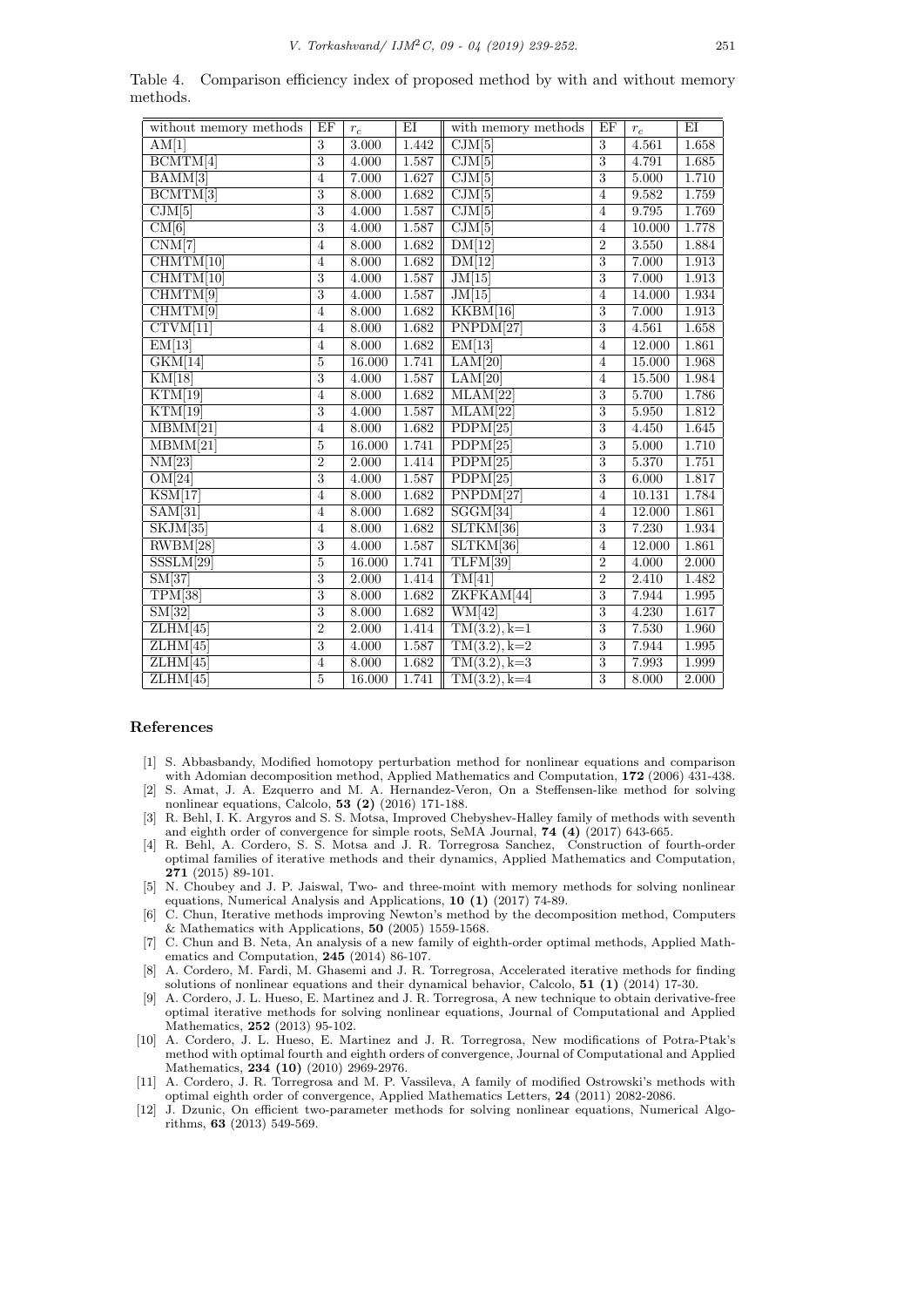Table 4. Comparison efficiency index of proposed method by with and without memory methods.

| without memory methods | EF | $r_c$ | EI | with memory methods | EF | $r_c$ | EI |
|---|---|---|---|---|---|---|---|
| AM[1] | 3 | 3.000 | 1.442 | CJM[5] | 3 | 4.561 | 1.658 |
| BCMTM[4] | 3 | 4.000 | 1.587 | CJM[5] | 3 | 4.791 | 1.685 |
| BAMM[3] | 4 | 7.000 | 1.627 | CJM[5] | 3 | 5.000 | 1.710 |
| BCMTM[3] | 3 | 8.000 | 1.682 | CJM[5] | 4 | 9.582 | 1.759 |
| CJM[5] | 3 | 4.000 | 1.587 | CJM[5] | 4 | 9.795 | 1.769 |
| CM[6] | 3 | 4.000 | 1.587 | CJM[5] | 4 | 10.000 | 1.778 |
| CNM[7] | 4 | 8.000 | 1.682 | DM[12] | 2 | 3.550 | 1.884 |
| CHMTM[10] | 4 | 8.000 | 1.682 | DM[12] | 3 | 7.000 | 1.913 |
| CHMTM[10] | 3 | 4.000 | 1.587 | JM[15] | 3 | 7.000 | 1.913 |
| CHMTM[9] | 3 | 4.000 | 1.587 | JM[15] | 4 | 14.000 | 1.934 |
| CHMTM[9] | 4 | 8.000 | 1.682 | KKBM[16] | 3 | 7.000 | 1.913 |
| CTVM[11] | 4 | 8.000 | 1.682 | PNPDM[27] | 3 | 4.561 | 1.658 |
| EM[13] | 4 | 8.000 | 1.682 | EM[13] | 4 | 12.000 | 1.861 |
| GKM[14] | 5 | 16.000 | 1.741 | LAM[20] | 4 | 15.000 | 1.968 |
| KM[18] | 3 | 4.000 | 1.587 | LAM[20] | 4 | 15.500 | 1.984 |
| KTM[19] | 4 | 8.000 | 1.682 | MLAM[22] | 3 | 5.700 | 1.786 |
| KTM[19] | 3 | 4.000 | 1.587 | MLAM[22] | 3 | 5.950 | 1.812 |
| MBMM[21] | 4 | 8.000 | 1.682 | PDPM[25] | 3 | 4.450 | 1.645 |
| MBMM[21] | 5 | 16.000 | 1.741 | PDPM[25] | 3 | 5.000 | 1.710 |
| NM[23] | 2 | 2.000 | 1.414 | PDPM[25] | 3 | 5.370 | 1.751 |
| OM[24] | 3 | 4.000 | 1.587 | PDPM[25] | 3 | 6.000 | 1.817 |
| KSM[17] | 4 | 8.000 | 1.682 | PNPDM[27] | 4 | 10.131 | 1.784 |
| SAM[31] | 4 | 8.000 | 1.682 | SGGM[34] | 4 | 12.000 | 1.861 |
| SKJM[35] | 4 | 8.000 | 1.682 | SLTKM[36] | 3 | 7.230 | 1.934 |
| RWBM[28] | 3 | 4.000 | 1.587 | SLTKM[36] | 4 | 12.000 | 1.861 |
| SSSLM[29] | 5 | 16.000 | 1.741 | TLFM[39] | 2 | 4.000 | 2.000 |
| SM[37] | 3 | 2.000 | 1.414 | TM[41] | 2 | 2.410 | 1.482 |
| TPM[38] | 3 | 8.000 | 1.682 | ZKFKAM[44] | 3 | 7.944 | 1.995 |
| SM[32] | 3 | 8.000 | 1.682 | WM[42] | 3 | 4.230 | 1.617 |
| ZLHM[45] | 2 | 2.000 | 1.414 | TM(3.2), k=1 | 3 | 7.530 | 1.960 |
| ZLHM[45] | 3 | 4.000 | 1.587 | TM(3.2), k=2 | 3 | 7.944 | 1.995 |
| ZLHM[45] | 4 | 8.000 | 1.682 | TM(3.2), k=3 | 3 | 7.993 | 1.999 |
| ZLHM[45] | 5 | 16.000 | 1.741 | TM(3.2), k=4 | 3 | 8.000 | 2.000 |

## References

[1] S. Abbasbandy, Modified homotopy perturbation method for nonlinear equations and comparison with Adomian decomposition method, Applied Mathematics and Computation, **172** (2006) 431-438.

[2] S. Amat, J. A. Ezquerro and M. A. Hernandez-Veron, On a Steffensen-like method for solving nonlinear equations, Calcolo, **53 (2)** (2016) 171-188.

[3] R. Behl, I. K. Argyros and S. S. Motsa, Improved Chebyshev-Halley family of methods with seventh and eighth order of convergence for simple roots, SeMA Journal, **74 (4)** (2017) 643-665.

[4] R. Behl, A. Cordero, S. S. Motsa and J. R. Torregrosa Sanchez, Construction of fourth-order optimal families of iterative methods and their dynamics, Applied Mathematics and Computation, **271** (2015) 89-101.

[5] N. Choubey and J. P. Jaiswal, Two- and three-moint with memory methods for solving nonlinear equations, Numerical Analysis and Applications, **10 (1)** (2017) 74-89.

[6] C. Chun, Iterative methods improving Newton's method by the decomposition method, Computers & Mathematics with Applications, **50** (2005) 1559-1568.

[7] C. Chun and B. Neta, An analysis of a new family of eighth-order optimal methods, Applied Mathematics and Computation, **245** (2014) 86-107.

[8] A. Cordero, M. Fardi, M. Ghasemi and J. R. Torregrosa, Accelerated iterative methods for finding solutions of nonlinear equations and their dynamical behavior, Calcolo, **51 (1)** (2014) 17-30.

[9] A. Cordero, J. L. Hueso, E. Martinez and J. R. Torregrosa, A new technique to obtain derivative-free optimal iterative methods for solving nonlinear equations, Journal of Computational and Applied Mathematics, **252** (2013) 95-102.

[10] A. Cordero, J. L. Hueso, E. Martinez and J. R. Torregrosa, New modifications of Potra-Ptak's method with optimal fourth and eighth orders of convergence, Journal of Computational and Applied Mathematics, **234 (10)** (2010) 2969-2976.

[11] A. Cordero, J. R. Torregrosa and M. P. Vassileva, A family of modified Ostrowski's methods with optimal eighth order of convergence, Applied Mathematics Letters, **24** (2011) 2082-2086.

[12] J. Dzunic, On efficient two-parameter methods for solving nonlinear equations, Numerical Algorithms, **63** (2013) 549-569.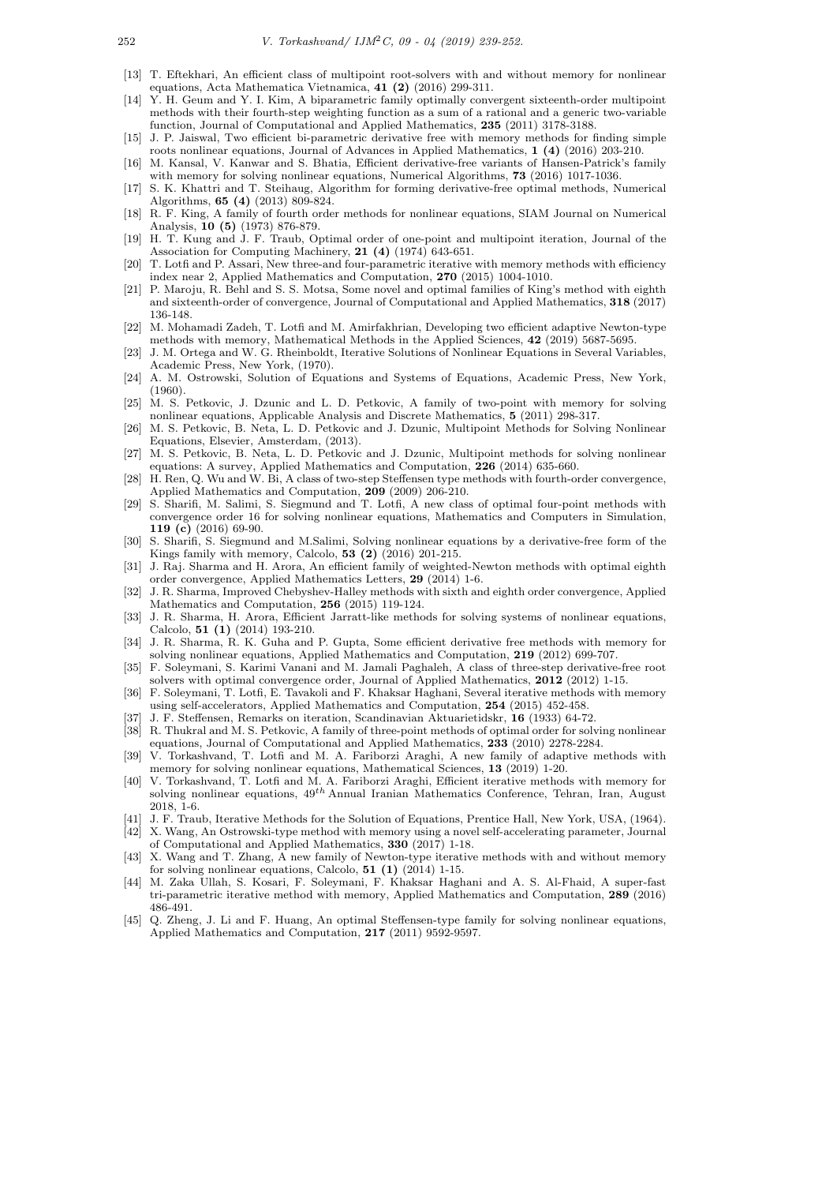[13] T. Eftekhari, An efficient class of multipoint root-solvers with and without memory for nonlinear equations, Acta Mathematica Vietnamica, **41 (2)** (2016) 299-311.

[14] Y. H. Geum and Y. I. Kim, A biparametric family optimally convergent sixteenth-order multipoint methods with their fourth-step weighting function as a sum of a rational and a generic two-variable function, Journal of Computational and Applied Mathematics, **235** (2011) 3178-3188.

[15] J. P. Jaiswal, Two efficient bi-parametric derivative free with memory methods for finding simple roots nonlinear equations, Journal of Advances in Applied Mathematics, **1 (4)** (2016) 203-210.

[16] M. Kansal, V. Kanwar and S. Bhatia, Efficient derivative-free variants of Hansen-Patrick's family with memory for solving nonlinear equations, Numerical Algorithms, **73** (2016) 1017-1036.

[17] S. K. Khattri and T. Steihaug, Algorithm for forming derivative-free optimal methods, Numerical Algorithms, **65 (4)** (2013) 809-824.

[18] R. F. King, A family of fourth order methods for nonlinear equations, SIAM Journal on Numerical Analysis, **10 (5)** (1973) 876-879.

[19] H. T. Kung and J. F. Traub, Optimal order of one-point and multipoint iteration, Journal of the Association for Computing Machinery, **21 (4)** (1974) 643-651.

[20] T. Lotfi and P. Assari, New three-and four-parametric iterative with memory methods with efficiency index near 2, Applied Mathematics and Computation, **270** (2015) 1004-1010.

[21] P. Maroju, R. Behl and S. S. Motsa, Some novel and optimal families of King's method with eighth and sixteenth-order of convergence, Journal of Computational and Applied Mathematics, **318** (2017) 136-148.

[22] M. Mohamadi Zadeh, T. Lotfi and M. Amirfakhrian, Developing two efficient adaptive Newton-type methods with memory, Mathematical Methods in the Applied Sciences, **42** (2019) 5687-5695.

[23] J. M. Ortega and W. G. Rheinboldt, Iterative Solutions of Nonlinear Equations in Several Variables, Academic Press, New York, (1970).

[24] A. M. Ostrowski, Solution of Equations and Systems of Equations, Academic Press, New York, (1960).

[25] M. S. Petkovic, J. Dzunic and L. D. Petkovic, A family of two-point with memory for solving nonlinear equations, Applicable Analysis and Discrete Mathematics, **5** (2011) 298-317.

[26] M. S. Petkovic, B. Neta, L. D. Petkovic and J. Dzunic, Multipoint Methods for Solving Nonlinear Equations, Elsevier, Amsterdam, (2013).

[27] M. S. Petkovic, B. Neta, L. D. Petkovic and J. Dzunic, Multipoint methods for solving nonlinear equations: A survey, Applied Mathematics and Computation, **226** (2014) 635-660.

[28] H. Ren, Q. Wu and W. Bi, A class of two-step Steffensen type methods with fourth-order convergence, Applied Mathematics and Computation, **209** (2009) 206-210.

[29] S. Sharifi, M. Salimi, S. Siegmund and T. Lotfi, A new class of optimal four-point methods with convergence order 16 for solving nonlinear equations, Mathematics and Computers in Simulation, **119 (c)** (2016) 69-90.

[30] S. Sharifi, S. Siegmund and M.Salimi, Solving nonlinear equations by a derivative-free form of the Kings family with memory, Calcolo, **53 (2)** (2016) 201-215.

[31] J. Raj. Sharma and H. Arora, An efficient family of weighted-Newton methods with optimal eighth order convergence, Applied Mathematics Letters, **29** (2014) 1-6.

[32] J. R. Sharma, Improved Chebyshev-Halley methods with sixth and eighth order convergence, Applied Mathematics and Computation, **256** (2015) 119-124.

[33] J. R. Sharma, H. Arora, Efficient Jarratt-like methods for solving systems of nonlinear equations, Calcolo, **51 (1)** (2014) 193-210.

[34] J. R. Sharma, R. K. Guha and P. Gupta, Some efficient derivative free methods with memory for solving nonlinear equations, Applied Mathematics and Computation, **219** (2012) 699-707.

[35] F. Soleymani, S. Karimi Vanani and M. Jamali Paghaleh, A class of three-step derivative-free root solvers with optimal convergence order, Journal of Applied Mathematics, **2012** (2012) 1-15.

[36] F. Soleymani, T. Lotfi, E. Tavakoli and F. Khaksar Haghani, Several iterative methods with memory using self-accelerators, Applied Mathematics and Computation, **254** (2015) 452-458.

[37] J. F. Steffensen, Remarks on iteration, Scandinavian Aktuarietidskr, **16** (1933) 64-72.

[38] R. Thukral and M. S. Petkovic, A family of three-point methods of optimal order for solving nonlinear equations, Journal of Computational and Applied Mathematics, **233** (2010) 2278-2284.

[39] V. Torkashvand, T. Lotfi and M. A. Fariborzi Araghi, A new family of adaptive methods with memory for solving nonlinear equations, Mathematical Sciences, **13** (2019) 1-20.

[40] V. Torkashvand, T. Lotfi and M. A. Fariborzi Araghi, Efficient iterative methods with memory for solving nonlinear equations, $49^{th}$ Annual Iranian Mathematics Conference, Tehran, Iran, August 2018, 1-6.

[41] J. F. Traub, Iterative Methods for the Solution of Equations, Prentice Hall, New York, USA, (1964).

[42] X. Wang, An Ostrowski-type method with memory using a novel self-accelerating parameter, Journal of Computational and Applied Mathematics, **330** (2017) 1-18.

[43] X. Wang and T. Zhang, A new family of Newton-type iterative methods with and without memory for solving nonlinear equations, Calcolo, **51 (1)** (2014) 1-15.

[44] M. Zaka Ullah, S. Kosari, F. Soleymani, F. Khaksar Haghani and A. S. Al-Fhaid, A super-fast tri-parametric iterative method with memory, Applied Mathematics and Computation, **289** (2016) 486-491.

[45] Q. Zheng, J. Li and F. Huang, An optimal Steffensen-type family for solving nonlinear equations, Applied Mathematics and Computation, **217** (2011) 9592-9597.